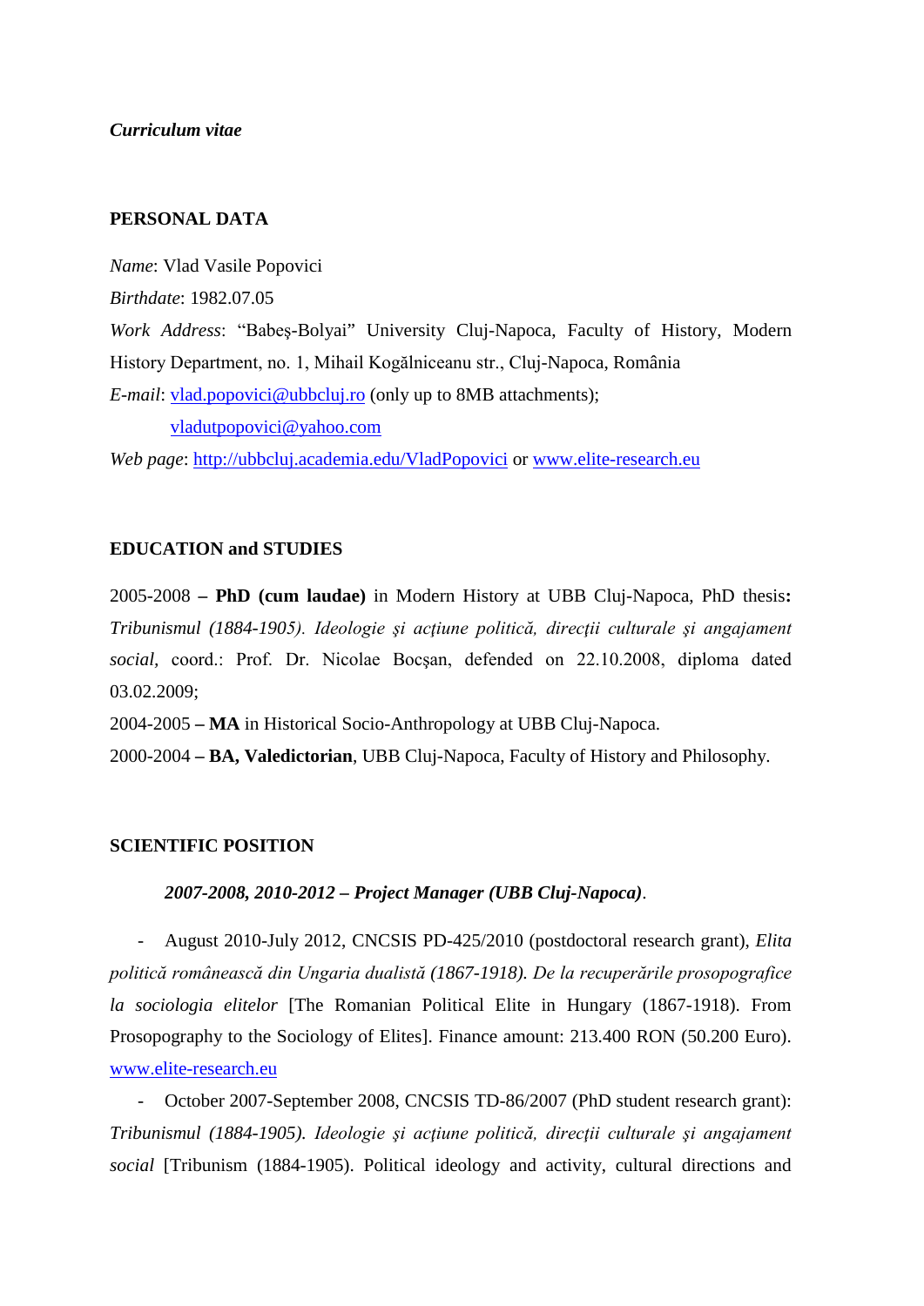***Curriculum vitae***

**PERSONAL DATA**

*Name*: Vlad Vasile Popovici

*Birthdate*: 1982.07.05

*Work Address*: "Babeş-Bolyai" University Cluj-Napoca, Faculty of History, Modern History Department, no. 1, Mihail Kogălniceanu str., Cluj-Napoca, România

*E-mail*: vlad.popovici@ubbcluj.ro (only up to 8MB attachments);
vladutpopovici@yahoo.com

*Web page*: http://ubbcluj.academia.edu/VladPopovici or www.elite-research.eu

**EDUCATION and STUDIES**

2005-2008 **– PhD (cum laudae)** in Modern History at UBB Cluj-Napoca, PhD thesis**:** *Tribunismul (1884-1905). Ideologie şi acţiune politică, direcţii culturale şi angajament social,* coord.: Prof. Dr. Nicolae Bocşan, defended on 22.10.2008, diploma dated 03.02.2009;

2004-2005 **– MA** in Historical Socio-Anthropology at UBB Cluj-Napoca.

2000-2004 **– BA, Valedictorian**, UBB Cluj-Napoca, Faculty of History and Philosophy.

**SCIENTIFIC POSITION**

***2007-2008, 2010-2012 – Project Manager (UBB Cluj-Napoca)***.

- August 2010-July 2012, CNCSIS PD-425/2010 (postdoctoral research grant), *Elita politică românească din Ungaria dualistă (1867-1918). De la recuperările prosopografice la sociologia elitelor* [The Romanian Political Elite in Hungary (1867-1918). From Prosopography to the Sociology of Elites]. Finance amount: 213.400 RON (50.200 Euro). www.elite-research.eu
- October 2007-September 2008, CNCSIS TD-86/2007 (PhD student research grant): *Tribunismul (1884-1905). Ideologie şi acţiune politică, direcţii culturale şi angajament social* [Tribunism (1884-1905). Political ideology and activity, cultural directions and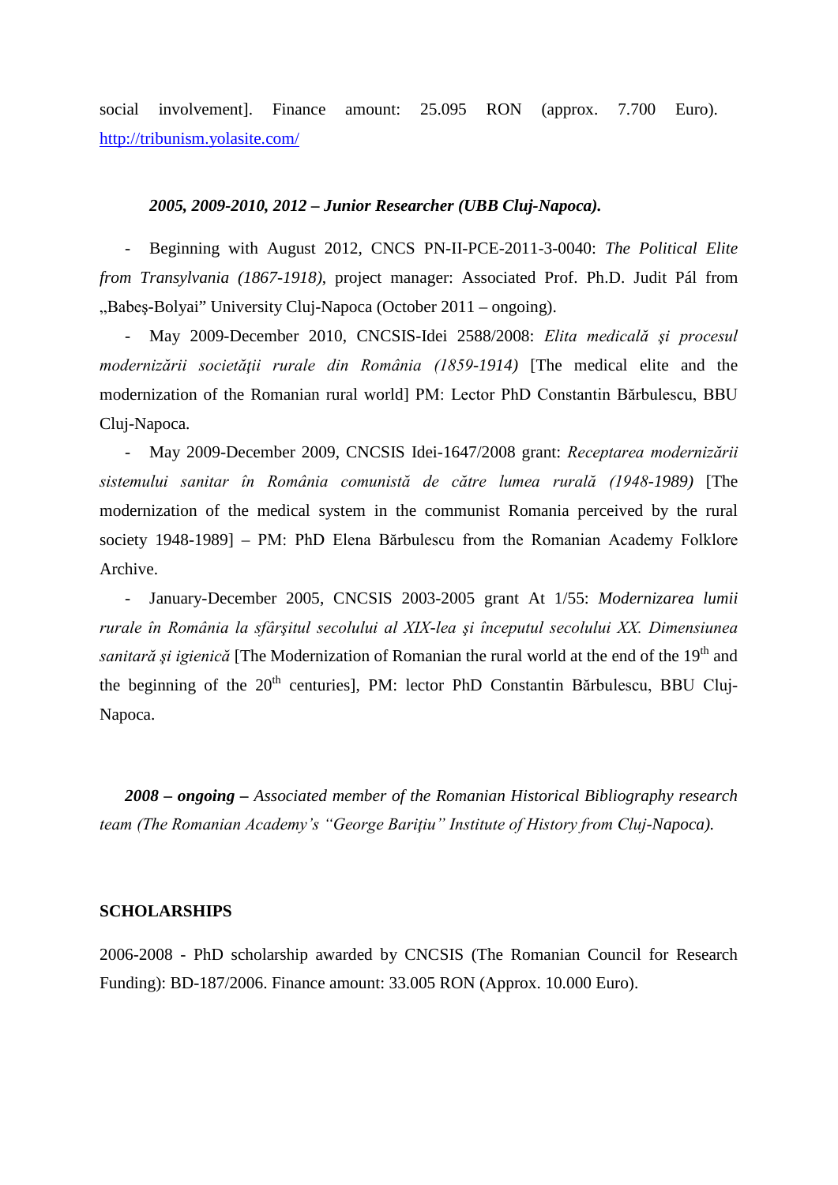social involvement]. Finance amount: 25.095 RON (approx. 7.700 Euro). http://tribunism.yolasite.com/

***2005, 2009-2010, 2012 – Junior Researcher (UBB Cluj-Napoca).***

- Beginning with August 2012, CNCS PN-II-PCE-2011-3-0040: *The Political Elite from Transylvania (1867-1918)*, project manager: Associated Prof. Ph.D. Judit Pál from „Babeş-Bolyai" University Cluj-Napoca (October 2011 – ongoing).
- May 2009-December 2010, CNCSIS-Idei 2588/2008: *Elita medicală şi procesul modernizării societăţii rurale din România (1859-1914)* [The medical elite and the modernization of the Romanian rural world] PM: Lector PhD Constantin Bărbulescu, BBU Cluj-Napoca.
- May 2009-December 2009, CNCSIS Idei-1647/2008 grant: *Receptarea modernizării sistemului sanitar în România comunistă de către lumea rurală (1948-1989)* [The modernization of the medical system in the communist Romania perceived by the rural society 1948-1989] – PM: PhD Elena Bărbulescu from the Romanian Academy Folklore Archive.
- January-December 2005, CNCSIS 2003-2005 grant At 1/55: *Modernizarea lumii rurale în România la sfârşitul secolului al XIX-lea şi începutul secolului XX. Dimensiunea sanitară şi igienică* [The Modernization of Romanian the rural world at the end of the 19th and the beginning of the 20th centuries], PM: lector PhD Constantin Bărbulescu, BBU Cluj-Napoca.

***2008 – ongoing –*** *Associated member of the Romanian Historical Bibliography research team (The Romanian Academy's "George Bariţiu" Institute of History from Cluj-Napoca).*

**SCHOLARSHIPS**

2006-2008 - PhD scholarship awarded by CNCSIS (The Romanian Council for Research Funding): BD-187/2006. Finance amount: 33.005 RON (Approx. 10.000 Euro).